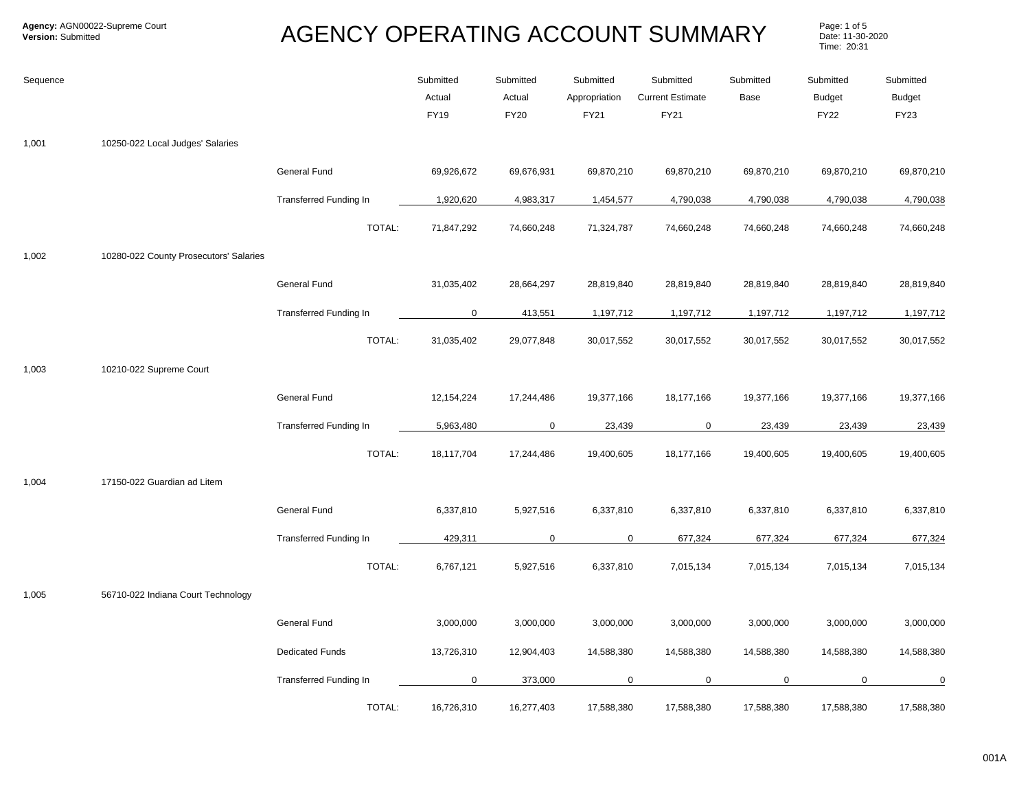**Agency:** AGN00022-Supreme Court
**Version:** Submitted

# AGENCY OPERATING ACCOUNT SUMMARY

Date: 11-30-2020
Time: 20:31

| Sequence | | | Submitted Actual FY19 | Submitted Actual FY20 | Submitted Appropriation FY21 | Submitted Current Estimate FY21 | Submitted Base | Submitted Budget FY22 | Submitted Budget FY23 |
|---|---|---|---|---|---|---|---|---|---|
| 1,001 | 10250-022 Local Judges' Salaries | | | | | | | | |
| | | General Fund | 69,926,672 | 69,676,931 | 69,870,210 | 69,870,210 | 69,870,210 | 69,870,210 | 69,870,210 |
| | | Transferred Funding In | 1,920,620 | 4,983,317 | 1,454,577 | 4,790,038 | 4,790,038 | 4,790,038 | 4,790,038 |
| | | TOTAL: | 71,847,292 | 74,660,248 | 71,324,787 | 74,660,248 | 74,660,248 | 74,660,248 | 74,660,248 |
| 1,002 | 10280-022 County Prosecutors' Salaries | | | | | | | | |
| | | General Fund | 31,035,402 | 28,664,297 | 28,819,840 | 28,819,840 | 28,819,840 | 28,819,840 | 28,819,840 |
| | | Transferred Funding In | 0 | 413,551 | 1,197,712 | 1,197,712 | 1,197,712 | 1,197,712 | 1,197,712 |
| | | TOTAL: | 31,035,402 | 29,077,848 | 30,017,552 | 30,017,552 | 30,017,552 | 30,017,552 | 30,017,552 |
| 1,003 | 10210-022 Supreme Court | | | | | | | | |
| | | General Fund | 12,154,224 | 17,244,486 | 19,377,166 | 18,177,166 | 19,377,166 | 19,377,166 | 19,377,166 |
| | | Transferred Funding In | 5,963,480 | 0 | 23,439 | 0 | 23,439 | 23,439 | 23,439 |
| | | TOTAL: | 18,117,704 | 17,244,486 | 19,400,605 | 18,177,166 | 19,400,605 | 19,400,605 | 19,400,605 |
| 1,004 | 17150-022 Guardian ad Litem | | | | | | | | |
| | | General Fund | 6,337,810 | 5,927,516 | 6,337,810 | 6,337,810 | 6,337,810 | 6,337,810 | 6,337,810 |
| | | Transferred Funding In | 429,311 | 0 | 0 | 677,324 | 677,324 | 677,324 | 677,324 |
| | | TOTAL: | 6,767,121 | 5,927,516 | 6,337,810 | 7,015,134 | 7,015,134 | 7,015,134 | 7,015,134 |
| 1,005 | 56710-022 Indiana Court Technology | | | | | | | | |
| | | General Fund | 3,000,000 | 3,000,000 | 3,000,000 | 3,000,000 | 3,000,000 | 3,000,000 | 3,000,000 |
| | | Dedicated Funds | 13,726,310 | 12,904,403 | 14,588,380 | 14,588,380 | 14,588,380 | 14,588,380 | 14,588,380 |
| | | Transferred Funding In | 0 | 373,000 | 0 | 0 | 0 | 0 | 0 |
| | | TOTAL: | 16,726,310 | 16,277,403 | 17,588,380 | 17,588,380 | 17,588,380 | 17,588,380 | 17,588,380 |

001A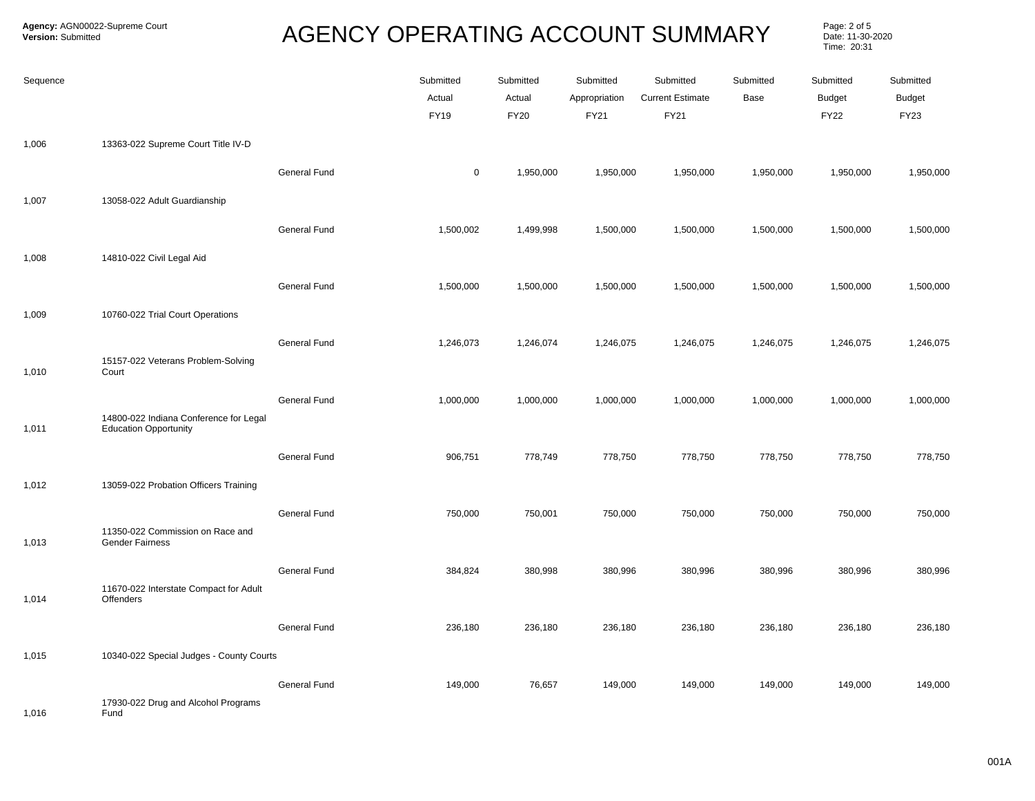**Agency:** AGN00022-Supreme Court
**Version:** Submitted

# AGENCY OPERATING ACCOUNT SUMMARY

Date: 11-30-2020
Time: 20:31

| Sequence | | | Submitted Actual FY19 | Submitted Actual FY20 | Submitted Appropriation FY21 | Submitted Current Estimate FY21 | Submitted Base | Submitted Budget FY22 | Submitted Budget FY23 |
|---|---|---|---|---|---|---|---|---|---|
| 1,006 | 13363-022 Supreme Court Title IV-D | | | | | | | | |
| | | General Fund | 0 | 1,950,000 | 1,950,000 | 1,950,000 | 1,950,000 | 1,950,000 | 1,950,000 |
| 1,007 | 13058-022 Adult Guardianship | | | | | | | | |
| | | General Fund | 1,500,002 | 1,499,998 | 1,500,000 | 1,500,000 | 1,500,000 | 1,500,000 | 1,500,000 |
| 1,008 | 14810-022 Civil Legal Aid | | | | | | | | |
| | | General Fund | 1,500,000 | 1,500,000 | 1,500,000 | 1,500,000 | 1,500,000 | 1,500,000 | 1,500,000 |
| 1,009 | 10760-022 Trial Court Operations | | | | | | | | |
| | | General Fund | 1,246,073 | 1,246,074 | 1,246,075 | 1,246,075 | 1,246,075 | 1,246,075 | 1,246,075 |
| 1,010 | 15157-022 Veterans Problem-Solving Court | | | | | | | | |
| | | General Fund | 1,000,000 | 1,000,000 | 1,000,000 | 1,000,000 | 1,000,000 | 1,000,000 | 1,000,000 |
| 1,011 | 14800-022 Indiana Conference for Legal Education Opportunity | | | | | | | | |
| | | General Fund | 906,751 | 778,749 | 778,750 | 778,750 | 778,750 | 778,750 | 778,750 |
| 1,012 | 13059-022 Probation Officers Training | | | | | | | | |
| | | General Fund | 750,000 | 750,001 | 750,000 | 750,000 | 750,000 | 750,000 | 750,000 |
| 1,013 | 11350-022 Commission on Race and Gender Fairness | | | | | | | | |
| | | General Fund | 384,824 | 380,998 | 380,996 | 380,996 | 380,996 | 380,996 | 380,996 |
| 1,014 | 11670-022 Interstate Compact for Adult Offenders | | | | | | | | |
| | | General Fund | 236,180 | 236,180 | 236,180 | 236,180 | 236,180 | 236,180 | 236,180 |
| 1,015 | 10340-022 Special Judges - County Courts | | | | | | | | |
| | | General Fund | 149,000 | 76,657 | 149,000 | 149,000 | 149,000 | 149,000 | 149,000 |
| 1,016 | 17930-022 Drug and Alcohol Programs Fund | | | | | | | | |

001A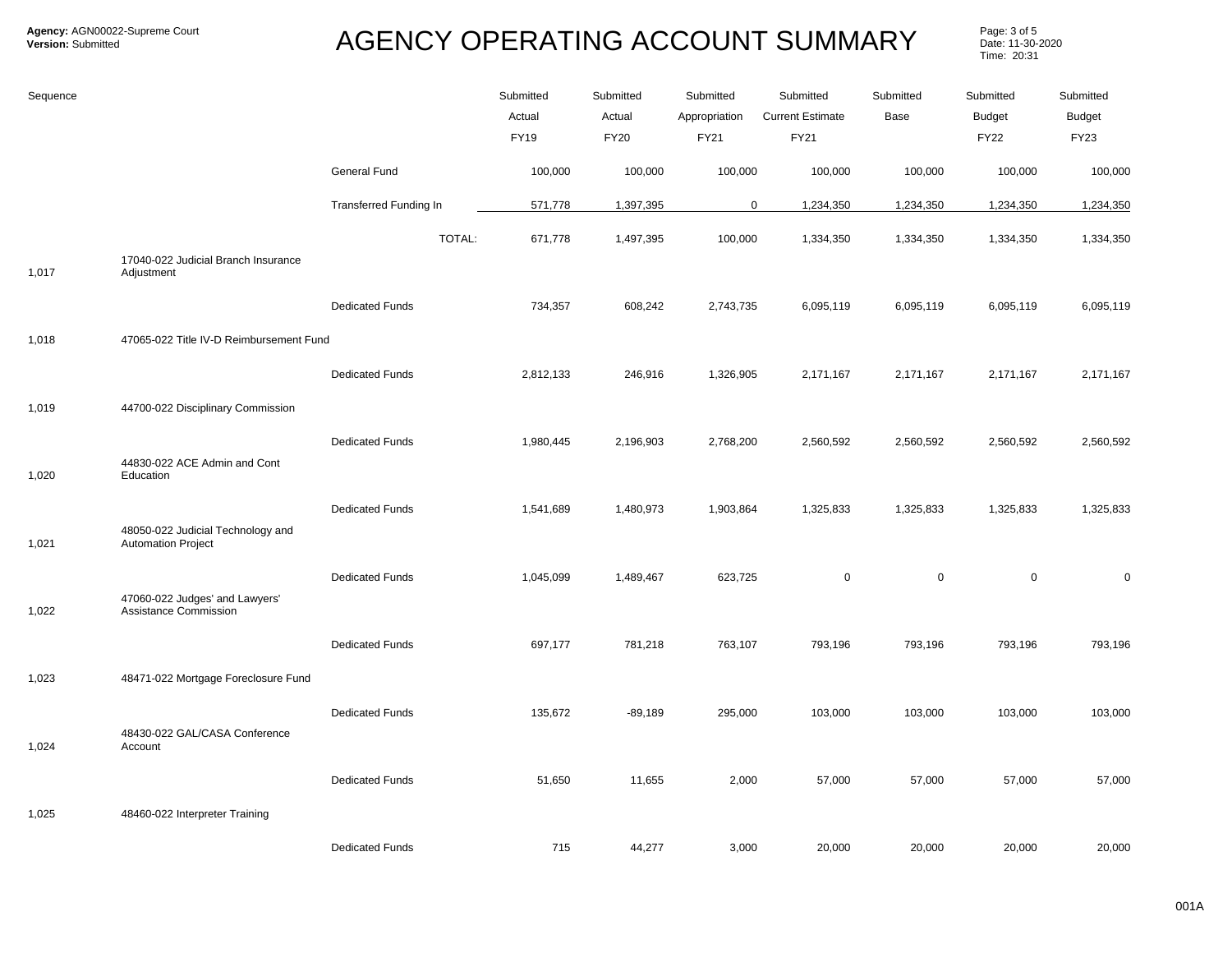| Sequence | | | Submitted Actual FY19 | Submitted Actual FY20 | Submitted Appropriation FY21 | Submitted Current Estimate FY21 | Submitted Base | Submitted Budget FY22 | Submitted Budget FY23 |
|---|---|---|---|---|---|---|---|---|---|
| | | General Fund | 100,000 | 100,000 | 100,000 | 100,000 | 100,000 | 100,000 | 100,000 |
| | | Transferred Funding In | 571,778 | 1,397,395 | 0 | 1,234,350 | 1,234,350 | 1,234,350 | 1,234,350 |
| | | TOTAL: | 671,778 | 1,497,395 | 100,000 | 1,334,350 | 1,334,350 | 1,334,350 | 1,334,350 |
| 1,017 | 17040-022 Judicial Branch Insurance Adjustment | | | | | | | | |
| | | Dedicated Funds | 734,357 | 608,242 | 2,743,735 | 6,095,119 | 6,095,119 | 6,095,119 | 6,095,119 |
| 1,018 | 47065-022 Title IV-D Reimbursement Fund | | | | | | | | |
| | | Dedicated Funds | 2,812,133 | 246,916 | 1,326,905 | 2,171,167 | 2,171,167 | 2,171,167 | 2,171,167 |
| 1,019 | 44700-022 Disciplinary Commission | | | | | | | | |
| | | Dedicated Funds | 1,980,445 | 2,196,903 | 2,768,200 | 2,560,592 | 2,560,592 | 2,560,592 | 2,560,592 |
| 1,020 | 44830-022 ACE Admin and Cont Education | | | | | | | | |
| | | Dedicated Funds | 1,541,689 | 1,480,973 | 1,903,864 | 1,325,833 | 1,325,833 | 1,325,833 | 1,325,833 |
| 1,021 | 48050-022 Judicial Technology and Automation Project | | | | | | | | |
| | | Dedicated Funds | 1,045,099 | 1,489,467 | 623,725 | 0 | 0 | 0 | 0 |
| 1,022 | 47060-022 Judges' and Lawyers' Assistance Commission | | | | | | | | |
| | | Dedicated Funds | 697,177 | 781,218 | 763,107 | 793,196 | 793,196 | 793,196 | 793,196 |
| 1,023 | 48471-022 Mortgage Foreclosure Fund | | | | | | | | |
| | | Dedicated Funds | 135,672 | -89,189 | 295,000 | 103,000 | 103,000 | 103,000 | 103,000 |
| 1,024 | 48430-022 GAL/CASA Conference Account | | | | | | | | |
| | | Dedicated Funds | 51,650 | 11,655 | 2,000 | 57,000 | 57,000 | 57,000 | 57,000 |
| 1,025 | 48460-022 Interpreter Training | | | | | | | | |
| | | Dedicated Funds | 715 | 44,277 | 3,000 | 20,000 | 20,000 | 20,000 | 20,000 |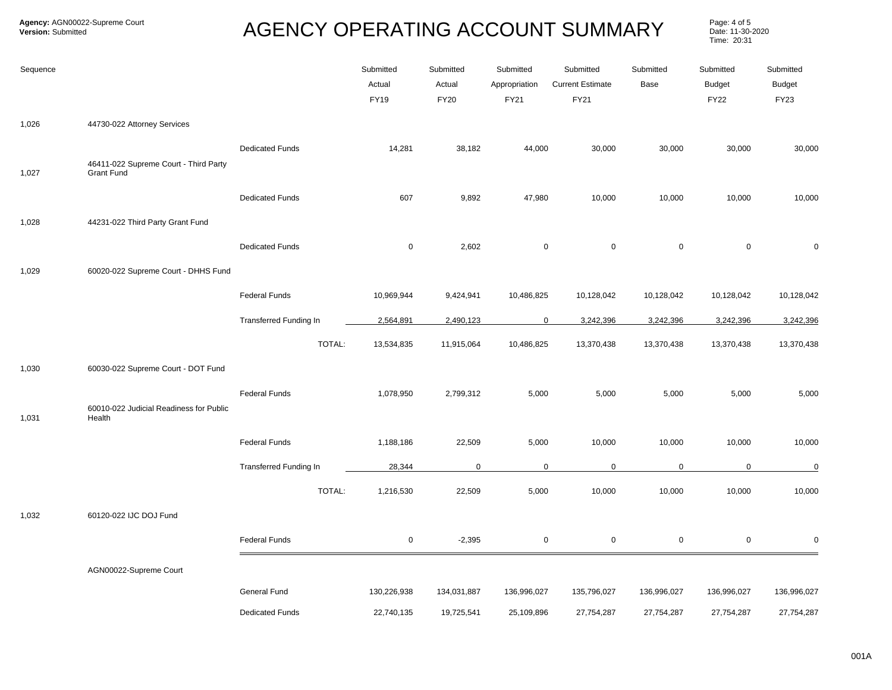**Agency:** AGN00022-Supreme Court
**Version:** Submitted

# AGENCY OPERATING ACCOUNT SUMMARY

Date: 11-30-2020
Time: 20:31

| Sequence | | | Submitted Actual FY19 | Submitted Actual FY20 | Submitted Appropriation FY21 | Submitted Current Estimate FY21 | Submitted Base | Submitted Budget FY22 | Submitted Budget FY23 |
|---|---|---|---|---|---|---|---|---|---|
| 1,026 | 44730-022 Attorney Services | | | | | | | | |
| | | Dedicated Funds | 14,281 | 38,182 | 44,000 | 30,000 | 30,000 | 30,000 | 30,000 |
| 1,027 | 46411-022 Supreme Court - Third Party Grant Fund | | | | | | | | |
| | | Dedicated Funds | 607 | 9,892 | 47,980 | 10,000 | 10,000 | 10,000 | 10,000 |
| 1,028 | 44231-022 Third Party Grant Fund | | | | | | | | |
| | | Dedicated Funds | 0 | 2,602 | 0 | 0 | 0 | 0 | 0 |
| 1,029 | 60020-022 Supreme Court - DHHS Fund | | | | | | | | |
| | | Federal Funds | 10,969,944 | 9,424,941 | 10,486,825 | 10,128,042 | 10,128,042 | 10,128,042 | 10,128,042 |
| | | Transferred Funding In | 2,564,891 | 2,490,123 | 0 | 3,242,396 | 3,242,396 | 3,242,396 | 3,242,396 |
| | | TOTAL: | 13,534,835 | 11,915,064 | 10,486,825 | 13,370,438 | 13,370,438 | 13,370,438 | 13,370,438 |
| 1,030 | 60030-022 Supreme Court - DOT Fund | | | | | | | | |
| | | Federal Funds | 1,078,950 | 2,799,312 | 5,000 | 5,000 | 5,000 | 5,000 | 5,000 |
| 1,031 | 60010-022 Judicial Readiness for Public Health | | | | | | | | |
| | | Federal Funds | 1,188,186 | 22,509 | 5,000 | 10,000 | 10,000 | 10,000 | 10,000 |
| | | Transferred Funding In | 28,344 | 0 | 0 | 0 | 0 | 0 | 0 |
| | | TOTAL: | 1,216,530 | 22,509 | 5,000 | 10,000 | 10,000 | 10,000 | 10,000 |
| 1,032 | 60120-022 IJC DOJ Fund | | | | | | | | |
| | | Federal Funds | 0 | -2,395 | 0 | 0 | 0 | 0 | 0 |
| | AGN00022-Supreme Court | | | | | | | | |
| | | General Fund | 130,226,938 | 134,031,887 | 136,996,027 | 135,796,027 | 136,996,027 | 136,996,027 | 136,996,027 |
| | | Dedicated Funds | 22,740,135 | 19,725,541 | 25,109,896 | 27,754,287 | 27,754,287 | 27,754,287 | 27,754,287 |

001A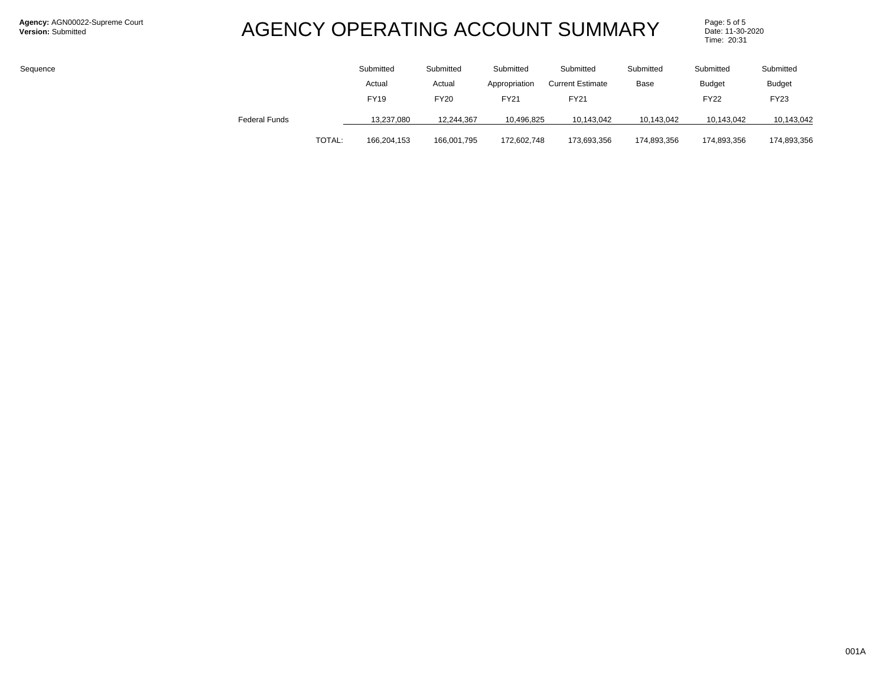# AGENCY OPERATING ACCOUNT SUMMARY

**Agency:** AGN00022-Supreme Court
**Version:** Submitted

| Sequence | | Submitted Actual FY19 | Submitted Actual FY20 | Submitted Appropriation FY21 | Submitted Current Estimate FY21 | Submitted Base | Submitted Budget FY22 | Submitted Budget FY23 |
|---|---|---|---|---|---|---|---|---|
| Federal Funds | | 13,237,080 | 12,244,367 | 10,496,825 | 10,143,042 | 10,143,042 | 10,143,042 | 10,143,042 |
| | TOTAL: | 166,204,153 | 166,001,795 | 172,602,748 | 173,693,356 | 174,893,356 | 174,893,356 | 174,893,356 |

001A